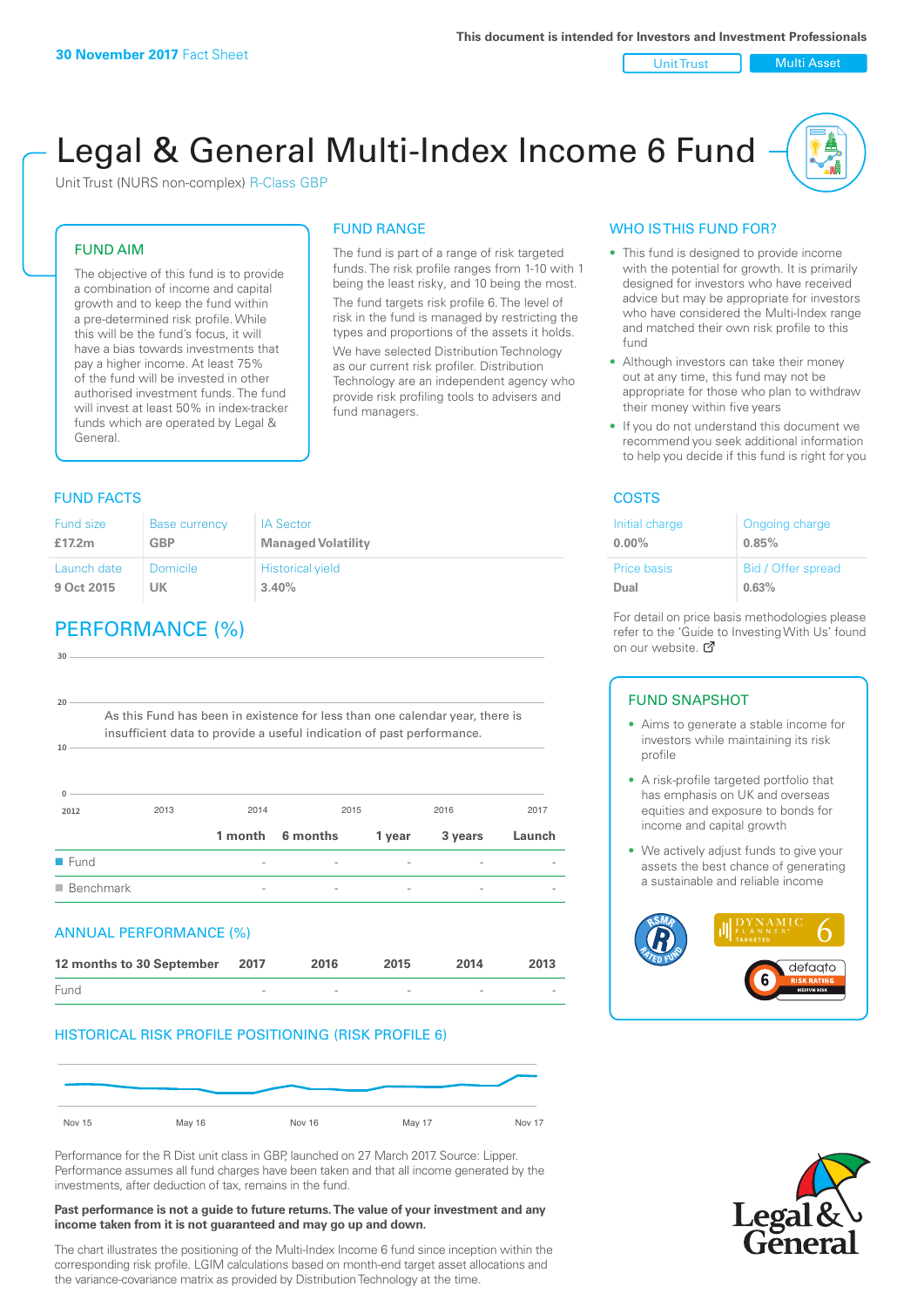30 November 2017 Fact Sheet

This document is intended for Investors and Investment Professionals

Unit Trust | Multi Asset

# Legal & General Multi-Index Income 6 Fund

Unit Trust (NURS non-complex) R-Class GBP

## FUND AIM

The objective of this fund is to provide a combination of income and capital growth and to keep the fund within a pre-determined risk profile. While this will be the fund's focus, it will have a bias towards investments that pay a higher income. At least 75% of the fund will be invested in other authorised investment funds. The fund will invest at least 50% in index-tracker funds which are operated by Legal & General.

## FUND RANGE

The fund is part of a range of risk targeted funds. The risk profile ranges from 1-10 with 1 being the least risky, and 10 being the most.

The fund targets risk profile 6. The level of risk in the fund is managed by restricting the types and proportions of the assets it holds.

We have selected Distribution Technology as our current risk profiler. Distribution Technology are an independent agency who provide risk profiling tools to advisers and fund managers.

## WHO IS THIS FUND FOR?

- This fund is designed to provide income with the potential for growth. It is primarily designed for investors who have received advice but may be appropriate for investors who have considered the Multi-Index range and matched their own risk profile to this fund
- Although investors can take their money out at any time, this fund may not be appropriate for those who plan to withdraw their money within five years
- If you do not understand this document we recommend you seek additional information to help you decide if this fund is right for you

## FUND FACTS

| Fund size | Base currency | IA Sector |
|---|---|---|
| **£17.2m** | **GBP** | **Managed Volatility** |
| Launch date | Domicile | Historical yield |
| **9 Oct 2015** | **UK** | **3.40%** |

## COSTS

| Initial charge | Ongoing charge |
|---|---|
| **0.00%** | **0.85%** |
| Price basis | Bid / Offer spread |
| **Dual** | **0.63%** |

For detail on price basis methodologies please refer to the 'Guide to Investing With Us' found on our website.

## PERFORMANCE (%)

As this Fund has been in existence for less than one calendar year, there is insufficient data to provide a useful indication of past performance.

| | 1 month | 6 months | 1 year | 3 years | Launch |
|---|---|---|---|---|---|
| Fund | - | - | - | - | - |
| Benchmark | - | - | - | - | - |

## ANNUAL PERFORMANCE (%)

| 12 months to 30 September | 2017 | 2016 | 2015 | 2014 | 2013 |
|---|---|---|---|---|---|
| Fund | - | - | - | - | - |

## HISTORICAL RISK PROFILE POSITIONING (RISK PROFILE 6)

Performance for the R Dist unit class in GBP, launched on 27 March 2017. Source: Lipper. Performance assumes all fund charges have been taken and that all income generated by the investments, after deduction of tax, remains in the fund.

**Past performance is not a guide to future returns. The value of your investment and any income taken from it is not guaranteed and may go up and down.**

The chart illustrates the positioning of the Multi-Index Income 6 fund since inception within the corresponding risk profile. LGIM calculations based on month-end target asset allocations and the variance-covariance matrix as provided by Distribution Technology at the time.

## FUND SNAPSHOT

- Aims to generate a stable income for investors while maintaining its risk profile
- A risk-profile targeted portfolio that has emphasis on UK and overseas equities and exposure to bonds for income and capital growth
- We actively adjust funds to give your assets the best chance of generating a sustainable and reliable income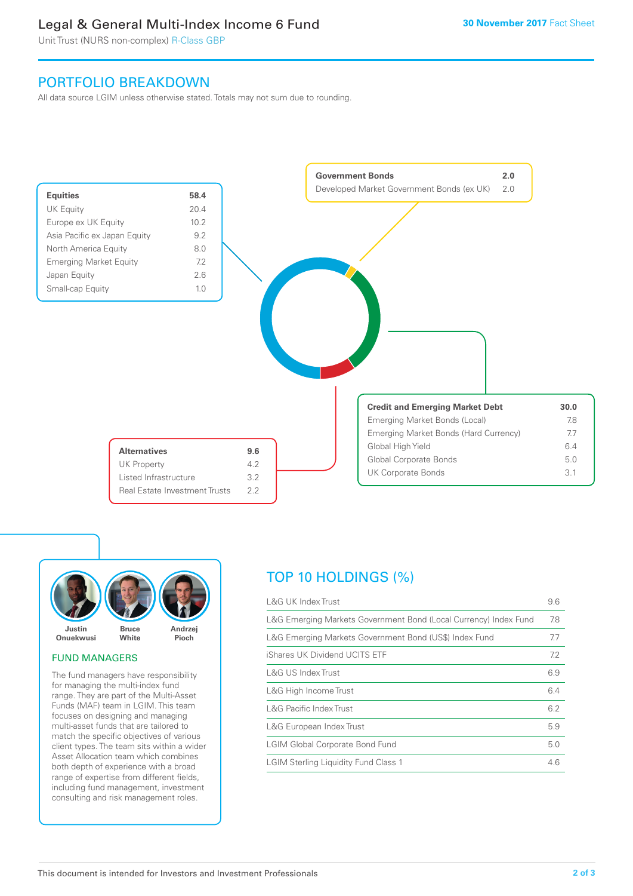# Legal & General Multi-Index Income 6 Fund

Unit Trust (NURS non-complex) R-Class GBP

30 November 2017 Fact Sheet

## PORTFOLIO BREAKDOWN

All data source LGIM unless otherwise stated. Totals may not sum due to rounding.

| Equities | 58.4 |
|---|---|
| UK Equity | 20.4 |
| Europe ex UK Equity | 10.2 |
| Asia Pacific ex Japan Equity | 9.2 |
| North America Equity | 8.0 |
| Emerging Market Equity | 7.2 |
| Japan Equity | 2.6 |
| Small-cap Equity | 1.0 |

| Government Bonds | 2.0 |
|---|---|
| Developed Market Government Bonds (ex UK) | 2.0 |

| Credit and Emerging Market Debt | 30.0 |
|---|---|
| Emerging Market Bonds (Local) | 7.8 |
| Emerging Market Bonds (Hard Currency) | 7.7 |
| Global High Yield | 6.4 |
| Global Corporate Bonds | 5.0 |
| UK Corporate Bonds | 3.1 |

| Alternatives | 9.6 |
|---|---|
| UK Property | 4.2 |
| Listed Infrastructure | 3.2 |
| Real Estate Investment Trusts | 2.2 |

Justin Onuekwusi, Bruce White, Andrzej Pioch

### FUND MANAGERS

The fund managers have responsibility for managing the multi-index fund range. They are part of the Multi-Asset Funds (MAF) team in LGIM. This team focuses on designing and managing multi-asset funds that are tailored to match the specific objectives of various client types. The team sits within a wider Asset Allocation team which combines both depth of experience with a broad range of expertise from different fields, including fund management, investment consulting and risk management roles.

## TOP 10 HOLDINGS (%)

| Holding | % |
|---|---|
| L&G UK Index Trust | 9.6 |
| L&G Emerging Markets Government Bond (Local Currency) Index Fund | 7.8 |
| L&G Emerging Markets Government Bond (US$) Index Fund | 7.7 |
| iShares UK Dividend UCITS ETF | 7.2 |
| L&G US Index Trust | 6.9 |
| L&G High Income Trust | 6.4 |
| L&G Pacific Index Trust | 6.2 |
| L&G European Index Trust | 5.9 |
| LGIM Global Corporate Bond Fund | 5.0 |
| LGIM Sterling Liquidity Fund Class 1 | 4.6 |

This document is intended for Investors and Investment Professionals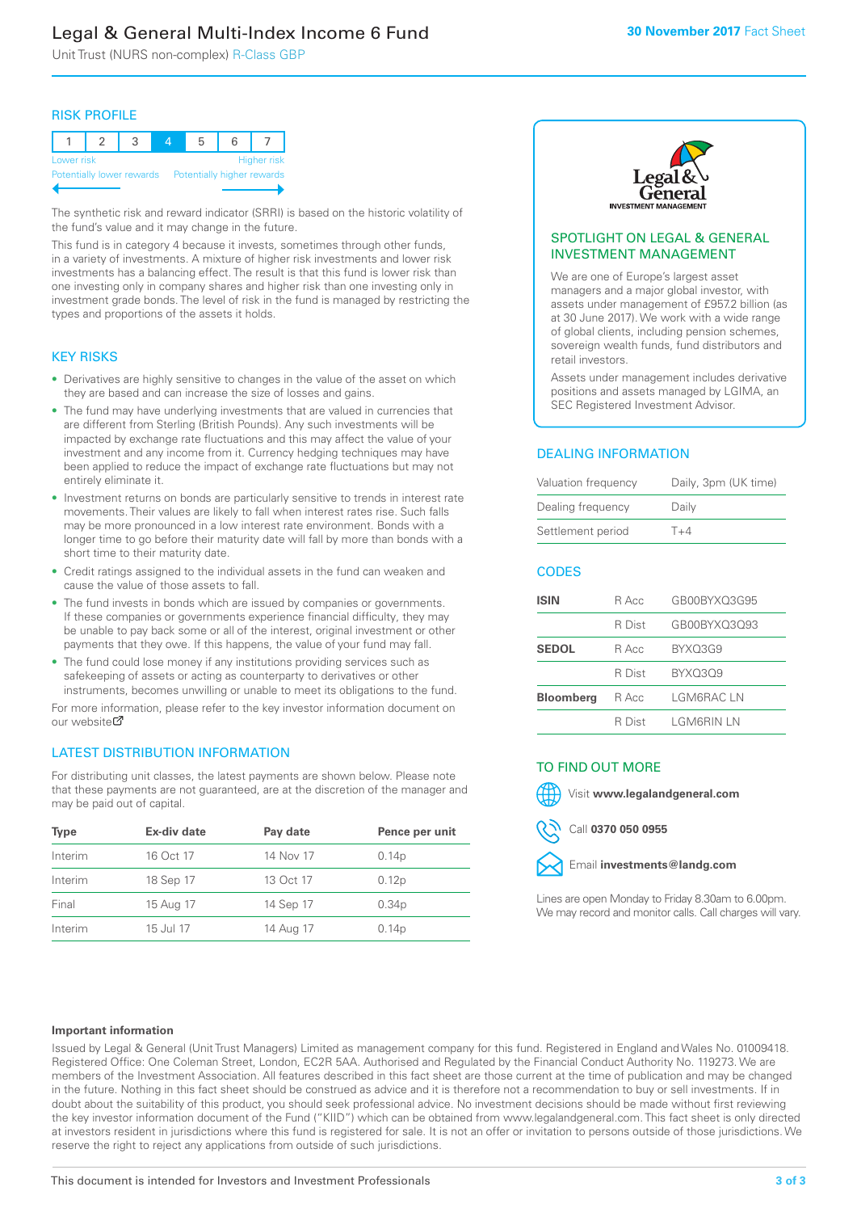# Legal & General Multi-Index Income 6 Fund

Unit Trust (NURS non-complex) R-Class GBP

**30 November 2017** Fact Sheet

## RISK PROFILE

| 1 | 2 | 3 | 4 | 5 | 6 | 7 |
|---|---|---|---|---|---|---|

Lower risk — Higher risk

Potentially lower rewards — Potentially higher rewards

The synthetic risk and reward indicator (SRRI) is based on the historic volatility of the fund's value and it may change in the future.

This fund is in category 4 because it invests, sometimes through other funds, in a variety of investments. A mixture of higher risk investments and lower risk investments has a balancing effect. The result is that this fund is lower risk than one investing only in company shares and higher risk than one investing only in investment grade bonds. The level of risk in the fund is managed by restricting the types and proportions of the assets it holds.

## KEY RISKS

- Derivatives are highly sensitive to changes in the value of the asset on which they are based and can increase the size of losses and gains.
- The fund may have underlying investments that are valued in currencies that are different from Sterling (British Pounds). Any such investments will be impacted by exchange rate fluctuations and this may affect the value of your investment and any income from it. Currency hedging techniques may have been applied to reduce the impact of exchange rate fluctuations but may not entirely eliminate it.
- Investment returns on bonds are particularly sensitive to trends in interest rate movements. Their values are likely to fall when interest rates rise. Such falls may be more pronounced in a low interest rate environment. Bonds with a longer time to go before their maturity date will fall by more than bonds with a short time to their maturity date.
- Credit ratings assigned to the individual assets in the fund can weaken and cause the value of those assets to fall.
- The fund invests in bonds which are issued by companies or governments. If these companies or governments experience financial difficulty, they may be unable to pay back some or all of the interest, original investment or other payments that they owe. If this happens, the value of your fund may fall.
- The fund could lose money if any institutions providing services such as safekeeping of assets or acting as counterparty to derivatives or other instruments, becomes unwilling or unable to meet its obligations to the fund.

For more information, please refer to the key investor information document on our website

## LATEST DISTRIBUTION INFORMATION

For distributing unit classes, the latest payments are shown below. Please note that these payments are not guaranteed, are at the discretion of the manager and may be paid out of capital.

| Type | Ex-div date | Pay date | Pence per unit |
|---|---|---|---|
| Interim | 16 Oct 17 | 14 Nov 17 | 0.14p |
| Interim | 18 Sep 17 | 13 Oct 17 | 0.12p |
| Final | 15 Aug 17 | 14 Sep 17 | 0.34p |
| Interim | 15 Jul 17 | 14 Aug 17 | 0.14p |

## SPOTLIGHT ON LEGAL & GENERAL INVESTMENT MANAGEMENT

We are one of Europe's largest asset managers and a major global investor, with assets under management of £957.2 billion (as at 30 June 2017). We work with a wide range of global clients, including pension schemes, sovereign wealth funds, fund distributors and retail investors.

Assets under management includes derivative positions and assets managed by LGIMA, an SEC Registered Investment Advisor.

## DEALING INFORMATION

| | |
|---|---|
| Valuation frequency | Daily, 3pm (UK time) |
| Dealing frequency | Daily |
| Settlement period | T+4 |

## CODES

| | | |
|---|---|---|
| **ISIN** | R Acc | GB00BYXQ3G95 |
| | R Dist | GB00BYXQ3Q93 |
| **SEDOL** | R Acc | BYXQ3G9 |
| | R Dist | BYXQ3Q9 |
| **Bloomberg** | R Acc | LGM6RAC LN |
| | R Dist | LGM6RIN LN |

## TO FIND OUT MORE

Visit **www.legalandgeneral.com**

Call **0370 050 0955**

Email **investments@landg.com**

Lines are open Monday to Friday 8.30am to 6.00pm. We may record and monitor calls. Call charges will vary.

**Important information**

Issued by Legal & General (Unit Trust Managers) Limited as management company for this fund. Registered in England and Wales No. 01009418. Registered Office: One Coleman Street, London, EC2R 5AA. Authorised and Regulated by the Financial Conduct Authority No. 119273. We are members of the Investment Association. All features described in this fact sheet are those current at the time of publication and may be changed in the future. Nothing in this fact sheet should be construed as advice and it is therefore not a recommendation to buy or sell investments. If in doubt about the suitability of this product, you should seek professional advice. No investment decisions should be made without first reviewing the key investor information document of the Fund ("KIID") which can be obtained from www.legalandgeneral.com. This fact sheet is only directed at investors resident in jurisdictions where this fund is registered for sale. It is not an offer or invitation to persons outside of those jurisdictions. We reserve the right to reject any applications from outside of such jurisdictions.

This document is intended for Investors and Investment Professionals